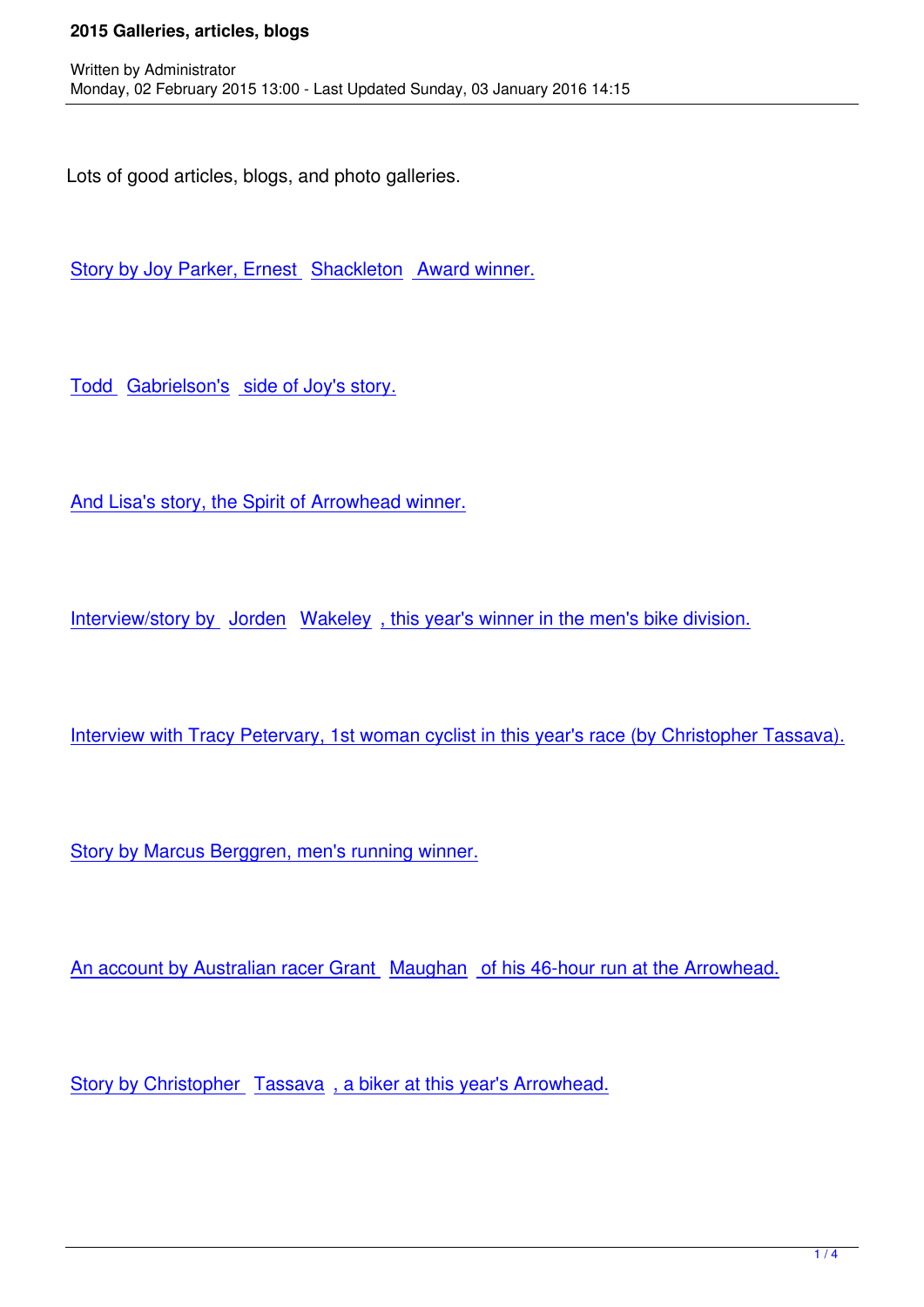# 2015 Galleries, articles, blogs

Written by Administrator
Monday, 02 February 2015 13:00 - Last Updated Sunday, 03 January 2016 14:15

Lots of good articles, blogs, and photo galleries.

Story by Joy Parker, Ernest Shackleton Award winner.

Todd Gabrielson's side of Joy's story.

And Lisa's story, the Spirit of Arrowhead winner.

Interview/story by Jorden Wakeley, this year's winner in the men's bike division.

Interview with Tracy Petervary, 1st woman cyclist in this year's race (by Christopher Tassava).

Story by Marcus Berggren, men's running winner.

An account by Australian racer Grant Maughan of his 46-hour run at the Arrowhead.

Story by Christopher Tassava, a biker at this year's Arrowhead.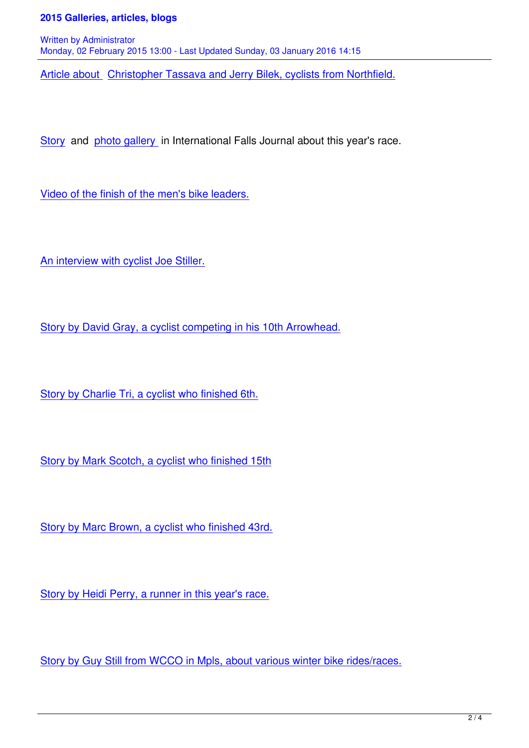Article about Christopher Tassava and Jerry Bilek, cyclists from Northfield.

Story and photo gallery in International Falls Journal about this year's race.

Video of the finish of the men's bike leaders.

An interview with cyclist Joe Stiller.

Story by David Gray, a cyclist competing in his 10th Arrowhead.

Story by Charlie Tri, a cyclist who finished 6th.

Story by Mark Scotch, a cyclist who finished 15th

Story by Marc Brown, a cyclist who finished 43rd.

Story by Heidi Perry, a runner in this year's race.

Story by Guy Still from WCCO in Mpls, about various winter bike rides/races.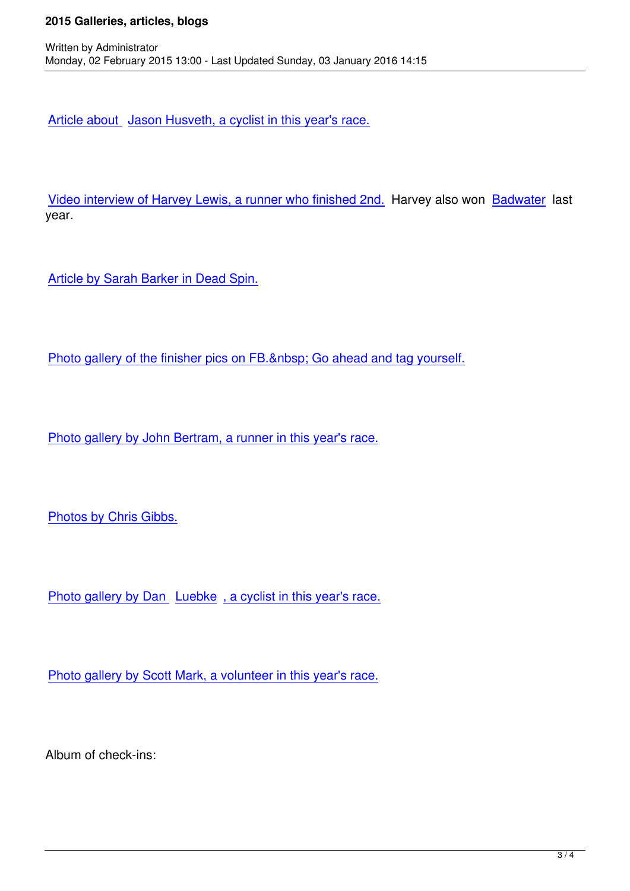Article about Jason Husveth, a cyclist in this year's race.

Video interview of Harvey Lewis, a runner who finished 2nd. Harvey also won Badwater last year.

Article by Sarah Barker in Dead Spin.

Photo gallery of the finisher pics on FB.&nbsp; Go ahead and tag yourself.

Photo gallery by John Bertram, a runner in this year's race.

Photos by Chris Gibbs.

Photo gallery by Dan Luebke, a cyclist in this year's race.

Photo gallery by Scott Mark, a volunteer in this year's race.

Album of check-ins: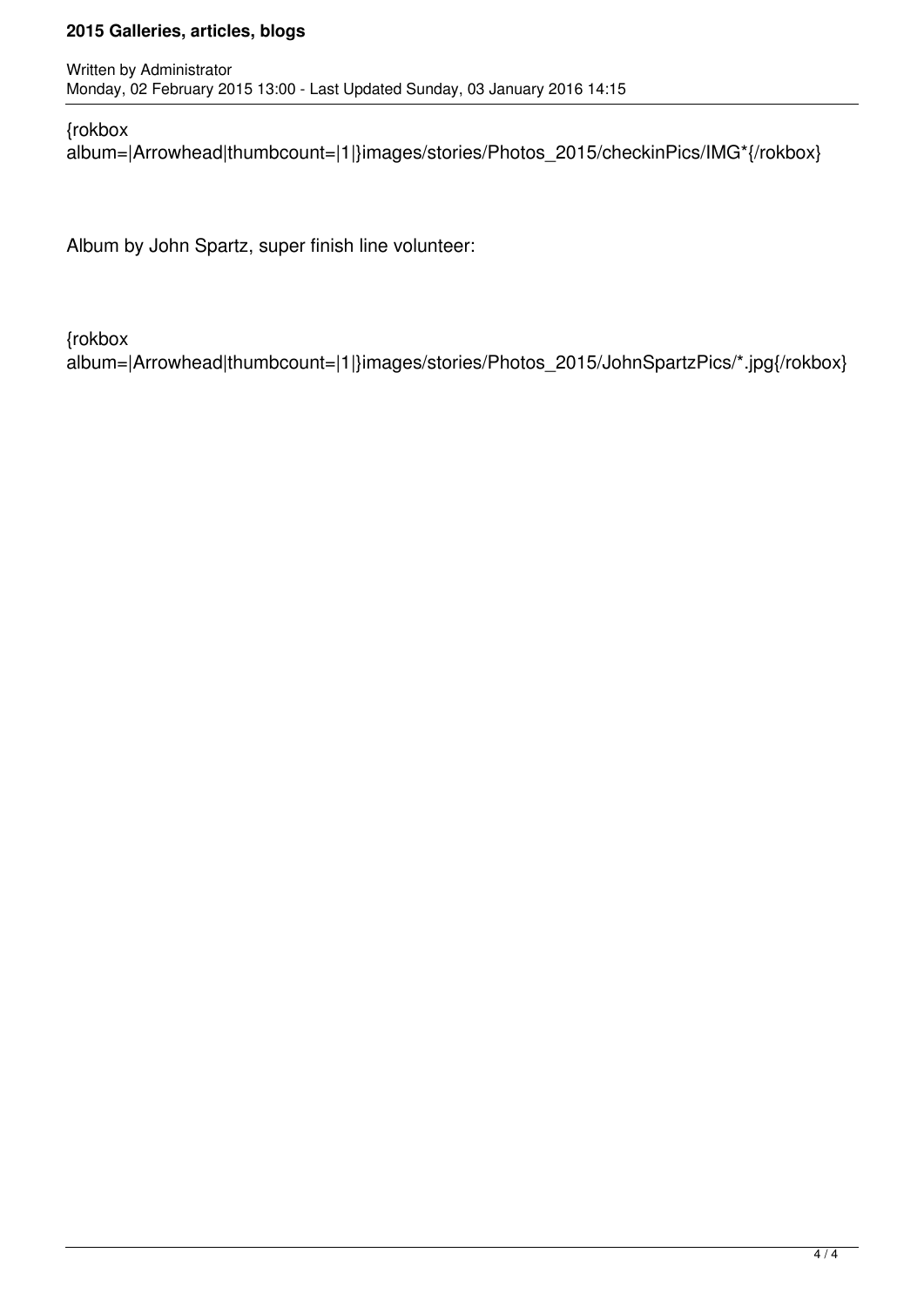{rokbox album=|Arrowhead|thumbcount=|1|}images/stories/Photos_2015/checkinPics/IMG*{/rokbox}

Album by John Spartz, super finish line volunteer:

{rokbox album=|Arrowhead|thumbcount=|1|}images/stories/Photos_2015/JohnSpartzPics/*.jpg{/rokbox}